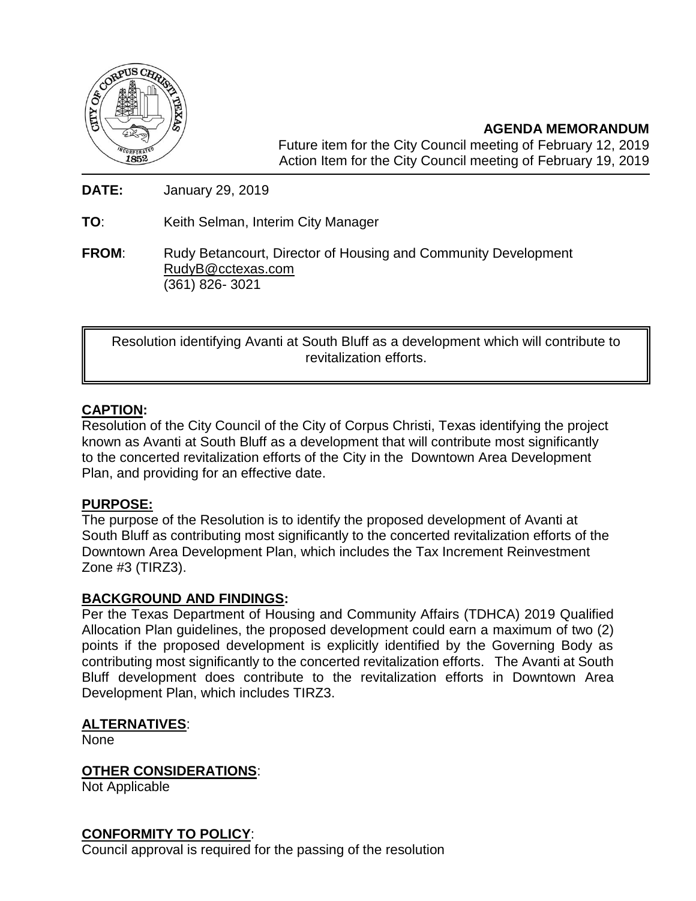**AGENDA MEMORANDUM**

Future item for the City Council meeting of February 12, 2019
Action Item for the City Council meeting of February 19, 2019

**DATE:** January 29, 2019

**TO**: Keith Selman, Interim City Manager

**FROM**: Rudy Betancourt, Director of Housing and Community Development
RudyB@cctexas.com
(361) 826- 3021

Resolution identifying Avanti at South Bluff as a development which will contribute to revitalization efforts.

## CAPTION:

Resolution of the City Council of the City of Corpus Christi, Texas identifying the project known as Avanti at South Bluff as a development that will contribute most significantly to the concerted revitalization efforts of the City in the Downtown Area Development Plan, and providing for an effective date.

## PURPOSE:

The purpose of the Resolution is to identify the proposed development of Avanti at South Bluff as contributing most significantly to the concerted revitalization efforts of the Downtown Area Development Plan, which includes the Tax Increment Reinvestment Zone #3 (TIRZ3).

## BACKGROUND AND FINDINGS:

Per the Texas Department of Housing and Community Affairs (TDHCA) 2019 Qualified Allocation Plan guidelines, the proposed development could earn a maximum of two (2) points if the proposed development is explicitly identified by the Governing Body as contributing most significantly to the concerted revitalization efforts. The Avanti at South Bluff development does contribute to the revitalization efforts in Downtown Area Development Plan, which includes TIRZ3.

## ALTERNATIVES:

None

## OTHER CONSIDERATIONS:

Not Applicable

## CONFORMITY TO POLICY:

Council approval is required for the passing of the resolution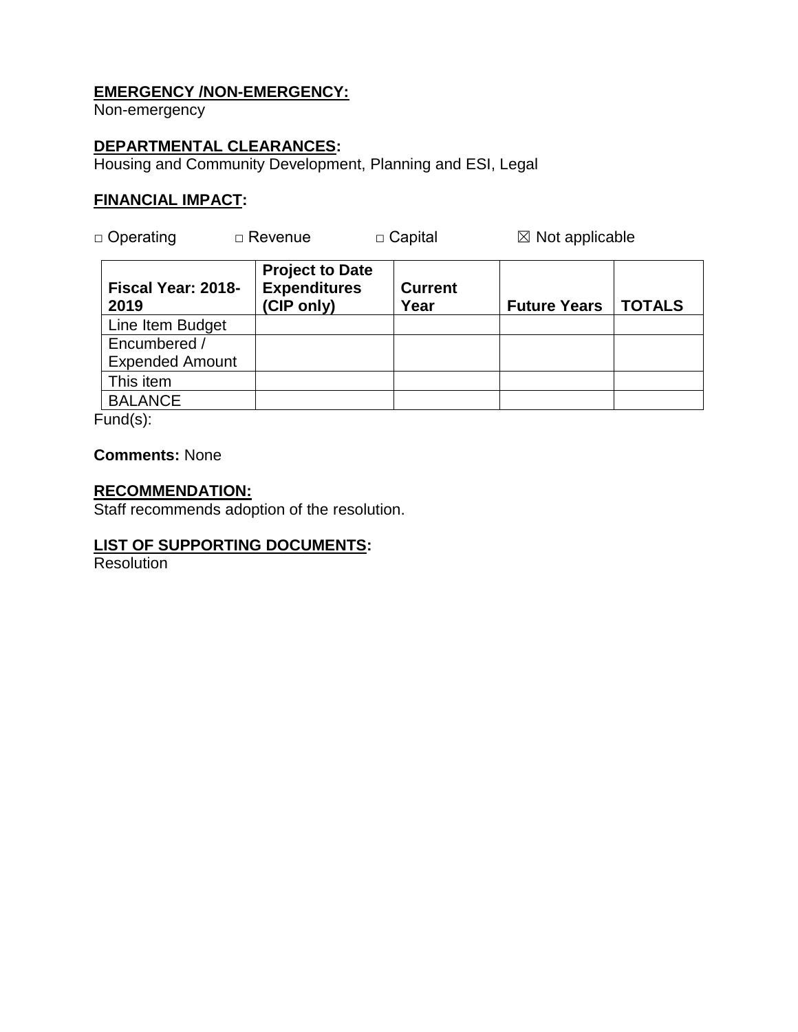**EMERGENCY /NON-EMERGENCY:**
Non-emergency

**DEPARTMENTAL CLEARANCES:**
Housing and Community Development, Planning and ESI, Legal

**FINANCIAL IMPACT:**

□ Operating □ Revenue □ Capital ☒ Not applicable

| Fiscal Year: 2018-2019 | Project to Date Expenditures (CIP only) | Current Year | Future Years | TOTALS |
|---|---|---|---|---|
| Line Item Budget | | | | |
| Encumbered / Expended Amount | | | | |
| This item | | | | |
| BALANCE | | | | |

Fund(s):

**Comments:** None

**RECOMMENDATION:**
Staff recommends adoption of the resolution.

**LIST OF SUPPORTING DOCUMENTS:**
Resolution